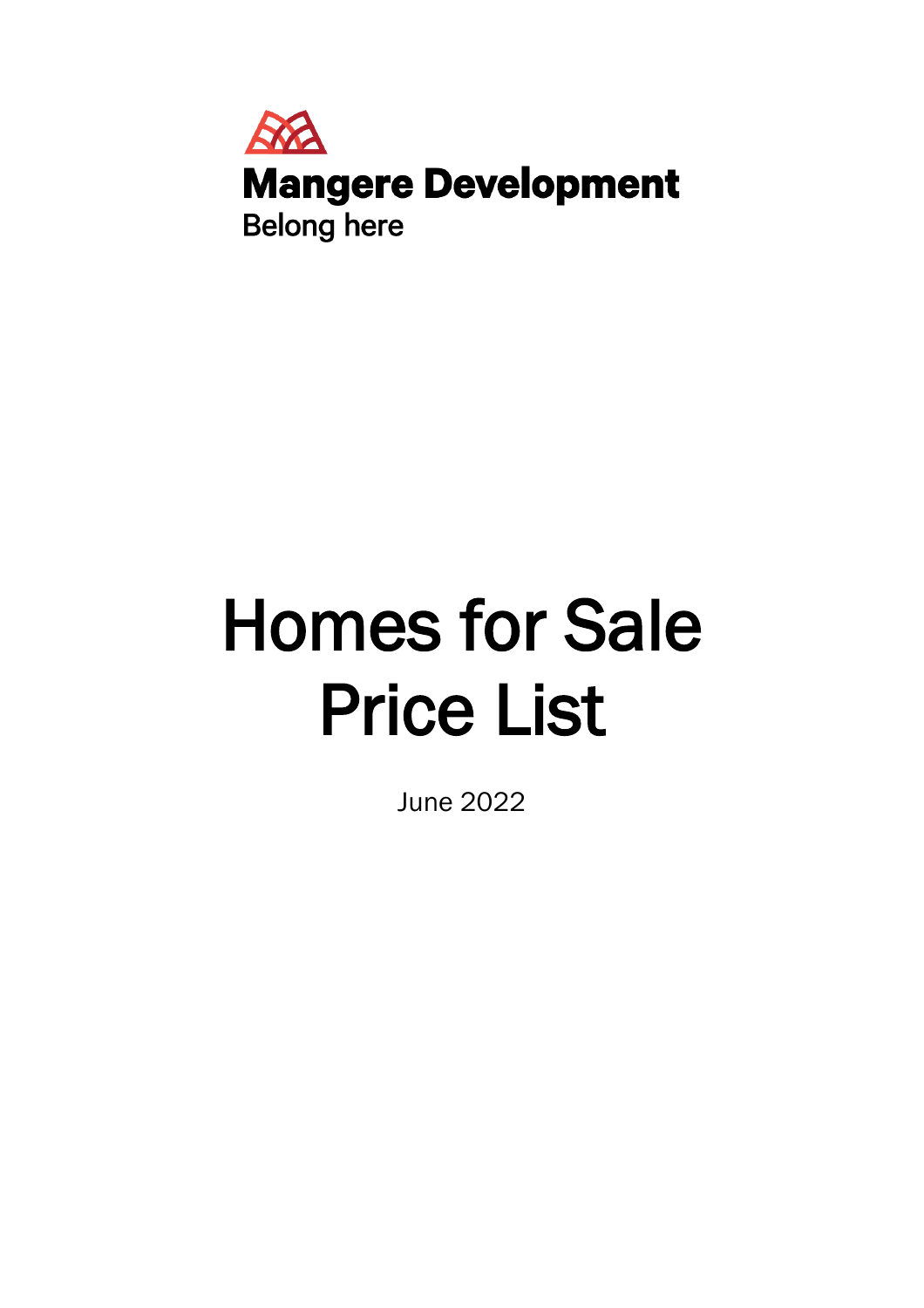**Mangere Development**
Belong here

# Homes for Sale Price List

June 2022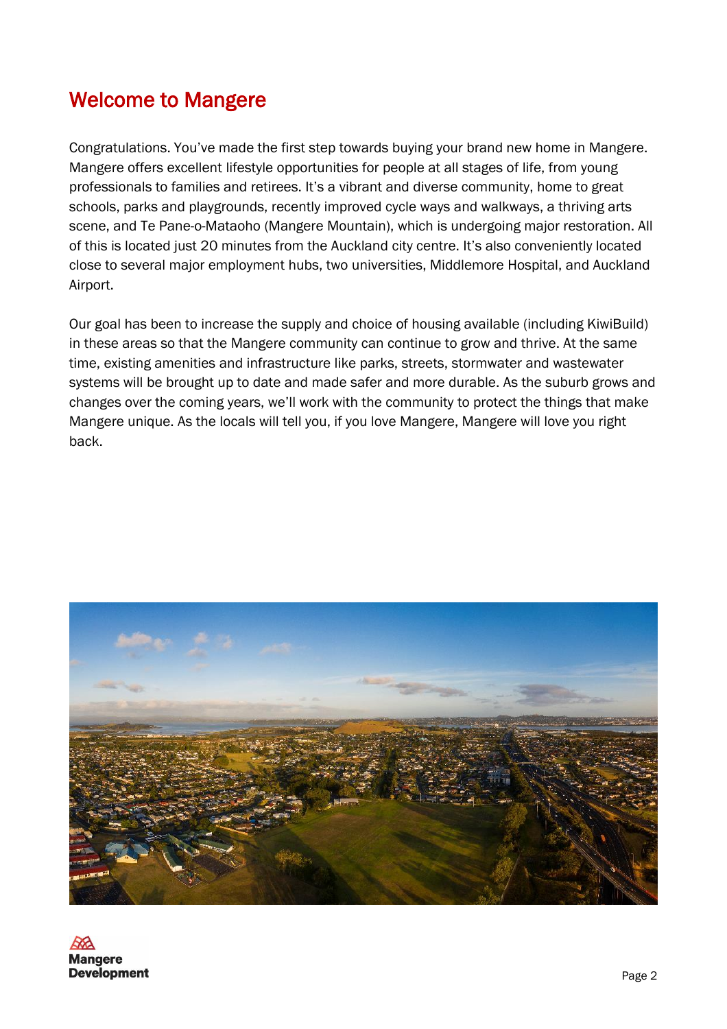# Welcome to Mangere

Congratulations. You've made the first step towards buying your brand new home in Mangere. Mangere offers excellent lifestyle opportunities for people at all stages of life, from young professionals to families and retirees. It's a vibrant and diverse community, home to great schools, parks and playgrounds, recently improved cycle ways and walkways, a thriving arts scene, and Te Pane-o-Mataoho (Mangere Mountain), which is undergoing major restoration. All of this is located just 20 minutes from the Auckland city centre. It's also conveniently located close to several major employment hubs, two universities, Middlemore Hospital, and Auckland Airport.

Our goal has been to increase the supply and choice of housing available (including KiwiBuild) in these areas so that the Mangere community can continue to grow and thrive. At the same time, existing amenities and infrastructure like parks, streets, stormwater and wastewater systems will be brought up to date and made safer and more durable. As the suburb grows and changes over the coming years, we'll work with the community to protect the things that make Mangere unique. As the locals will tell you, if you love Mangere, Mangere will love you right back.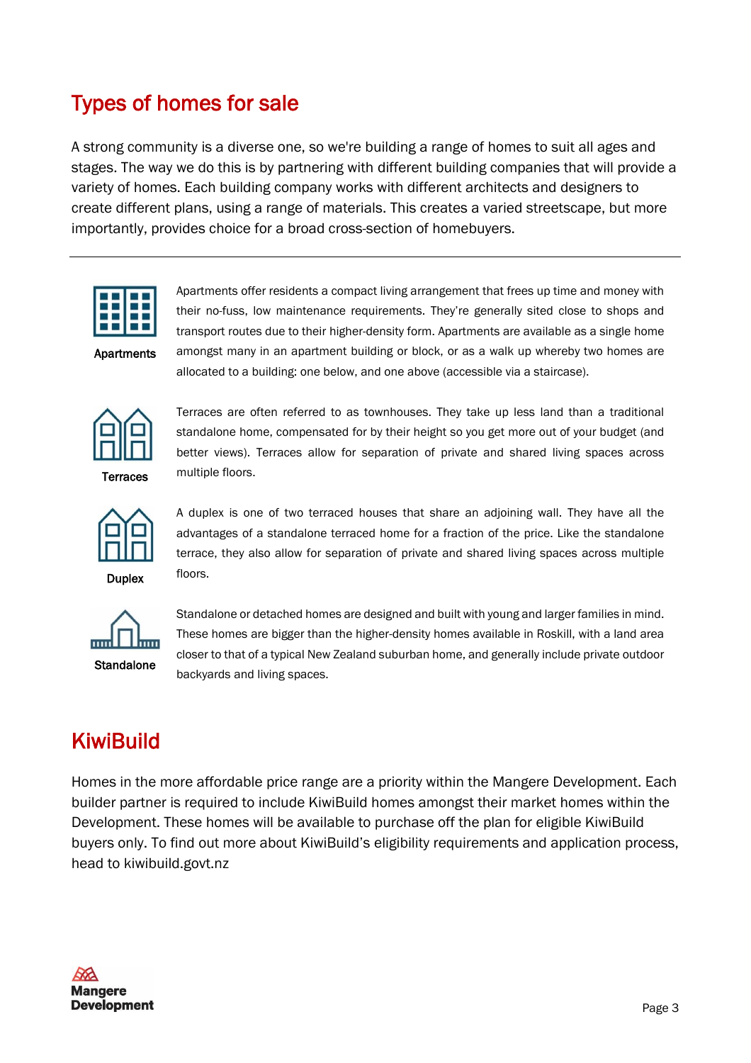## Types of homes for sale

A strong community is a diverse one, so we're building a range of homes to suit all ages and stages. The way we do this is by partnering with different building companies that will provide a variety of homes. Each building company works with different architects and designers to create different plans, using a range of materials. This creates a varied streetscape, but more importantly, provides choice for a broad cross-section of homebuyers.

---

**Apartments**

Apartments offer residents a compact living arrangement that frees up time and money with their no-fuss, low maintenance requirements. They're generally sited close to shops and transport routes due to their higher-density form. Apartments are available as a single home amongst many in an apartment building or block, or as a walk up whereby two homes are allocated to a building: one below, and one above (accessible via a staircase).

**Terraces**

Terraces are often referred to as townhouses. They take up less land than a traditional standalone home, compensated for by their height so you get more out of your budget (and better views). Terraces allow for separation of private and shared living spaces across multiple floors.

**Duplex**

A duplex is one of two terraced houses that share an adjoining wall. They have all the advantages of a standalone terraced home for a fraction of the price. Like the standalone terrace, they also allow for separation of private and shared living spaces across multiple floors.

**Standalone**

Standalone or detached homes are designed and built with young and larger families in mind. These homes are bigger than the higher-density homes available in Roskill, with a land area closer to that of a typical New Zealand suburban home, and generally include private outdoor backyards and living spaces.

## KiwiBuild

Homes in the more affordable price range are a priority within the Mangere Development. Each builder partner is required to include KiwiBuild homes amongst their market homes within the Development. These homes will be available to purchase off the plan for eligible KiwiBuild buyers only. To find out more about KiwiBuild's eligibility requirements and application process, head to kiwibuild.govt.nz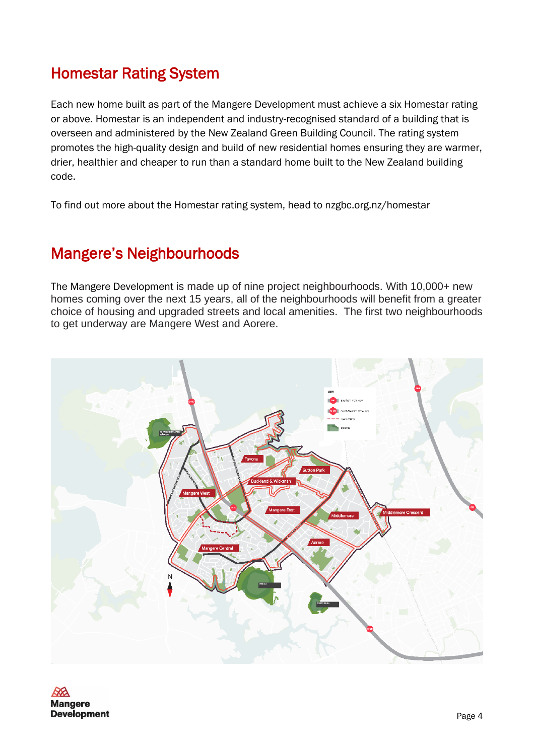## Homestar Rating System

Each new home built as part of the Mangere Development must achieve a six Homestar rating or above. Homestar is an independent and industry-recognised standard of a building that is overseen and administered by the New Zealand Green Building Council. The rating system promotes the high-quality design and build of new residential homes ensuring they are warmer, drier, healthier and cheaper to run than a standard home built to the New Zealand building code.

To find out more about the Homestar rating system, head to nzgbc.org.nz/homestar

## Mangere's Neighbourhoods

The Mangere Development is made up of nine project neighbourhoods. With 10,000+ new homes coming over the next 15 years, all of the neighbourhoods will benefit from a greater choice of housing and upgraded streets and local amenities. The first two neighbourhoods to get underway are Mangere West and Aorere.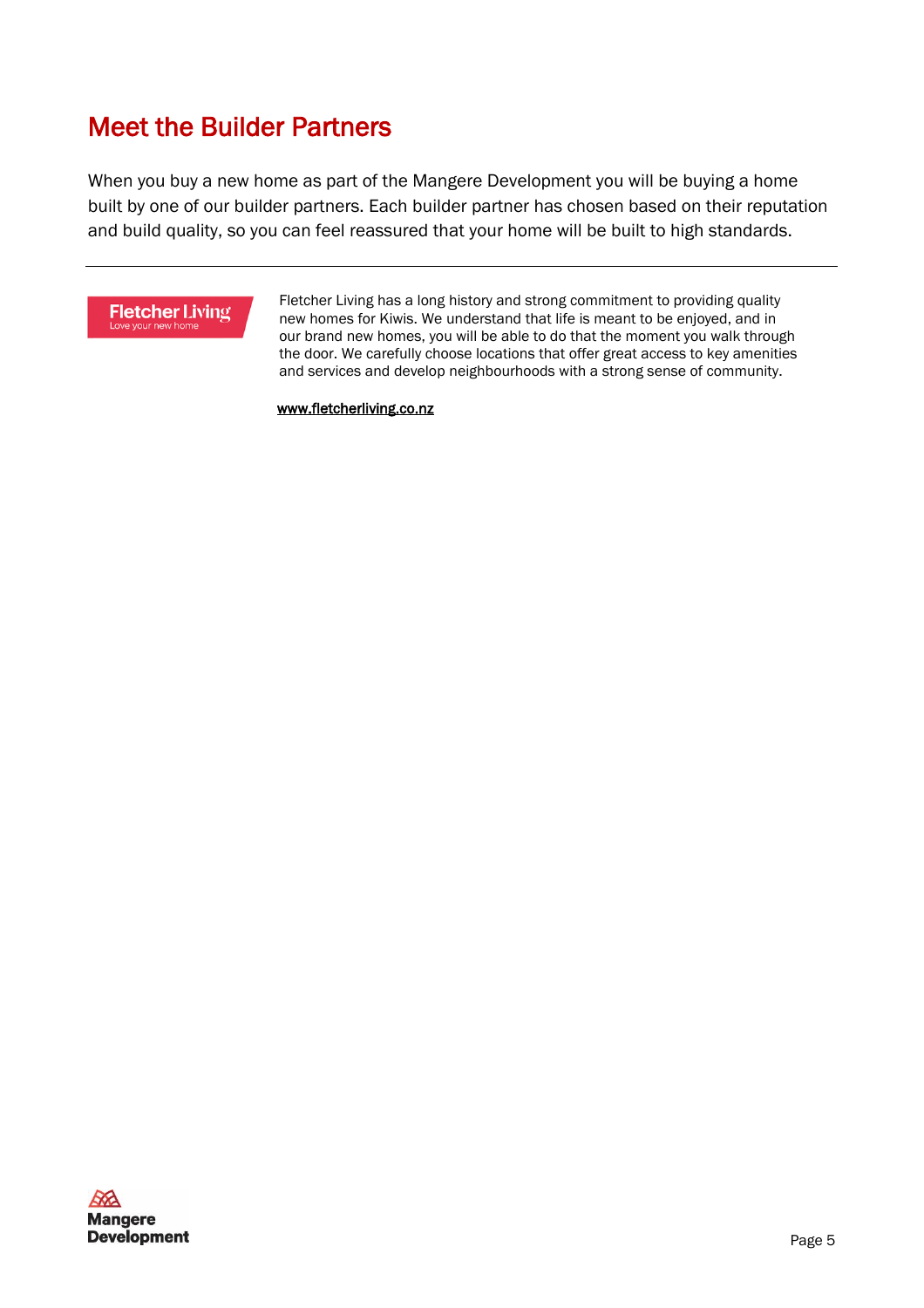# Meet the Builder Partners

When you buy a new home as part of the Mangere Development you will be buying a home built by one of our builder partners. Each builder partner has chosen based on their reputation and build quality, so you can feel reassured that your home will be built to high standards.

---

Fletcher Living
Love your new home

Fletcher Living has a long history and strong commitment to providing quality new homes for Kiwis. We understand that life is meant to be enjoyed, and in our brand new homes, you will be able to do that the moment you walk through the door. We carefully choose locations that offer great access to key amenities and services and develop neighbourhoods with a strong sense of community.

www.fletcherliving.co.nz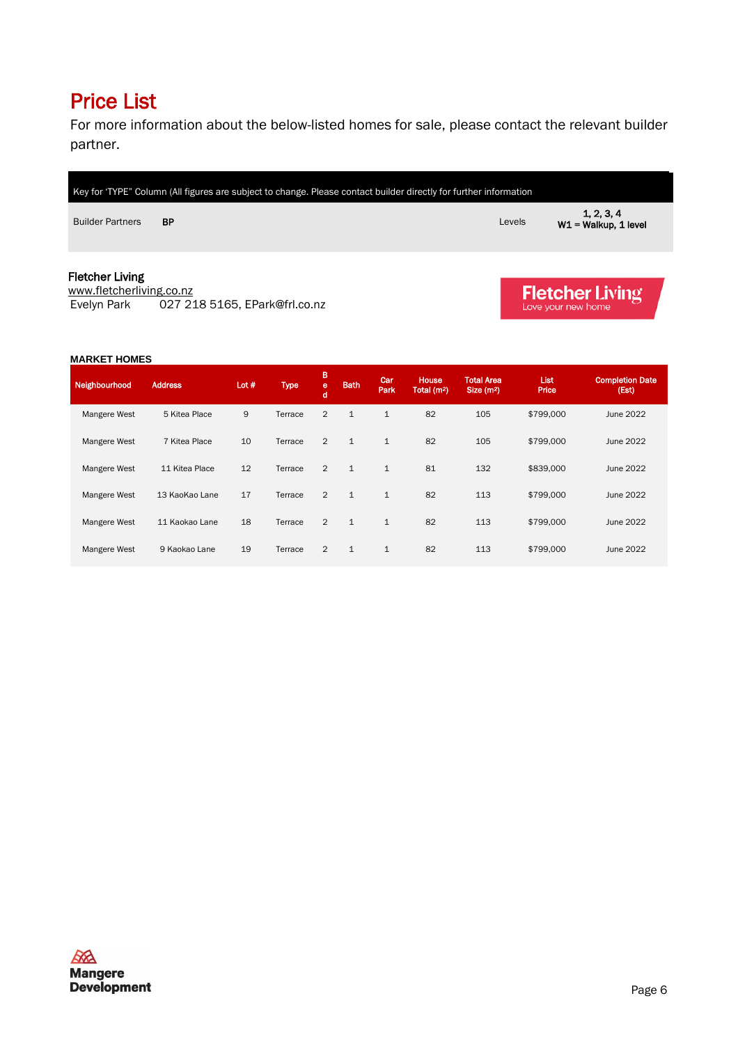# Price List

For more information about the below-listed homes for sale, please contact the relevant builder partner.

| Key for 'TYPE" Column (All figures are subject to change. Please contact builder directly for further information | | | |
|---|---|---|---|
| Builder Partners | **BP** | Levels | **1, 2, 3, 4**<br>**W1 = Walkup, 1 level** |

**Fletcher Living**
www.fletcherliving.co.nz
Evelyn Park 027 218 5165, EPark@frl.co.nz

Fletcher Living
Love your new home

**MARKET HOMES**

| Neighbourhood | Address | Lot # | Type | Bed | Bath | Car Park | House Total (m²) | Total Area Size (m²) | List Price | Completion Date (Est) |
|---|---|---|---|---|---|---|---|---|---|---|
| Mangere West | 5 Kitea Place | 9 | Terrace | 2 | 1 | 1 | 82 | 105 | $799,000 | June 2022 |
| Mangere West | 7 Kitea Place | 10 | Terrace | 2 | 1 | 1 | 82 | 105 | $799,000 | June 2022 |
| Mangere West | 11 Kitea Place | 12 | Terrace | 2 | 1 | 1 | 81 | 132 | $839,000 | June 2022 |
| Mangere West | 13 KaoKao Lane | 17 | Terrace | 2 | 1 | 1 | 82 | 113 | $799,000 | June 2022 |
| Mangere West | 11 Kaokao Lane | 18 | Terrace | 2 | 1 | 1 | 82 | 113 | $799,000 | June 2022 |
| Mangere West | 9 Kaokao Lane | 19 | Terrace | 2 | 1 | 1 | 82 | 113 | $799,000 | June 2022 |

Mangere Development